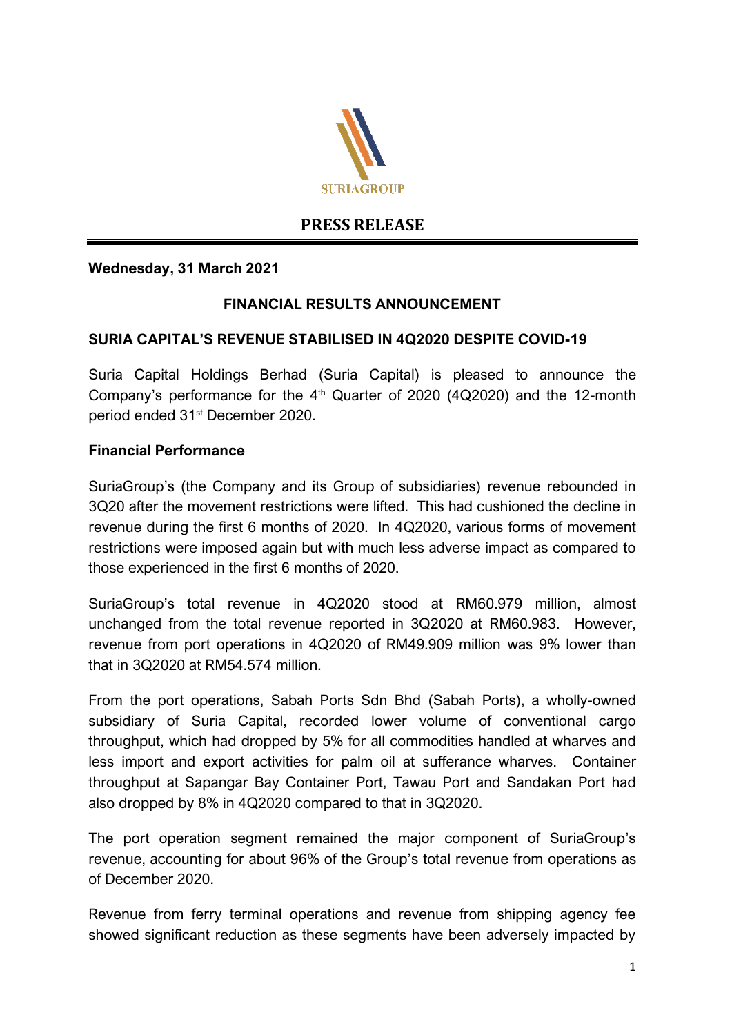SURIAGROUP

# PRESS RELEASE

**Wednesday, 31 March 2021**

**FINANCIAL RESULTS ANNOUNCEMENT**

**SURIA CAPITAL'S REVENUE STABILISED IN 4Q2020 DESPITE COVID-19**

Suria Capital Holdings Berhad (Suria Capital) is pleased to announce the Company's performance for the 4th Quarter of 2020 (4Q2020) and the 12-month period ended 31st December 2020.

**Financial Performance**

SuriaGroup's (the Company and its Group of subsidiaries) revenue rebounded in 3Q20 after the movement restrictions were lifted. This had cushioned the decline in revenue during the first 6 months of 2020. In 4Q2020, various forms of movement restrictions were imposed again but with much less adverse impact as compared to those experienced in the first 6 months of 2020.

SuriaGroup's total revenue in 4Q2020 stood at RM60.979 million, almost unchanged from the total revenue reported in 3Q2020 at RM60.983. However, revenue from port operations in 4Q2020 of RM49.909 million was 9% lower than that in 3Q2020 at RM54.574 million.

From the port operations, Sabah Ports Sdn Bhd (Sabah Ports), a wholly-owned subsidiary of Suria Capital, recorded lower volume of conventional cargo throughput, which had dropped by 5% for all commodities handled at wharves and less import and export activities for palm oil at sufferance wharves. Container throughput at Sapangar Bay Container Port, Tawau Port and Sandakan Port had also dropped by 8% in 4Q2020 compared to that in 3Q2020.

The port operation segment remained the major component of SuriaGroup's revenue, accounting for about 96% of the Group's total revenue from operations as of December 2020.

Revenue from ferry terminal operations and revenue from shipping agency fee showed significant reduction as these segments have been adversely impacted by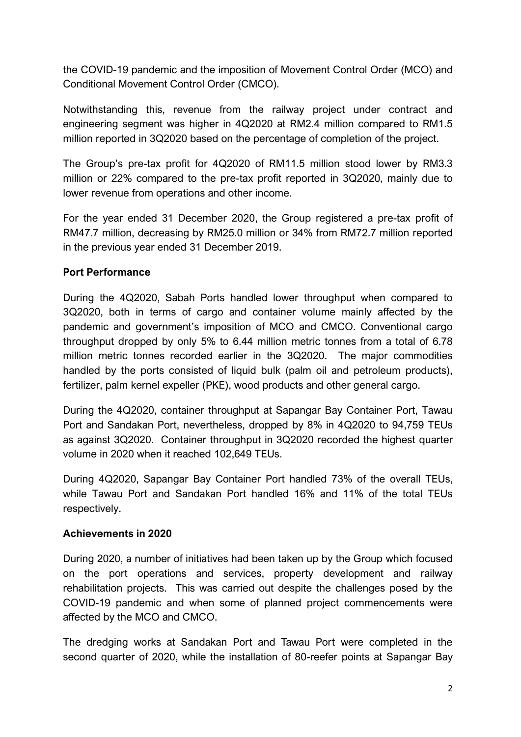the COVID-19 pandemic and the imposition of Movement Control Order (MCO) and Conditional Movement Control Order (CMCO).

Notwithstanding this, revenue from the railway project under contract and engineering segment was higher in 4Q2020 at RM2.4 million compared to RM1.5 million reported in 3Q2020 based on the percentage of completion of the project.

The Group's pre-tax profit for 4Q2020 of RM11.5 million stood lower by RM3.3 million or 22% compared to the pre-tax profit reported in 3Q2020, mainly due to lower revenue from operations and other income.

For the year ended 31 December 2020, the Group registered a pre-tax profit of RM47.7 million, decreasing by RM25.0 million or 34% from RM72.7 million reported in the previous year ended 31 December 2019.

**Port Performance**

During the 4Q2020, Sabah Ports handled lower throughput when compared to 3Q2020, both in terms of cargo and container volume mainly affected by the pandemic and government's imposition of MCO and CMCO. Conventional cargo throughput dropped by only 5% to 6.44 million metric tonnes from a total of 6.78 million metric tonnes recorded earlier in the 3Q2020. The major commodities handled by the ports consisted of liquid bulk (palm oil and petroleum products), fertilizer, palm kernel expeller (PKE), wood products and other general cargo.

During the 4Q2020, container throughput at Sapangar Bay Container Port, Tawau Port and Sandakan Port, nevertheless, dropped by 8% in 4Q2020 to 94,759 TEUs as against 3Q2020. Container throughput in 3Q2020 recorded the highest quarter volume in 2020 when it reached 102,649 TEUs.

During 4Q2020, Sapangar Bay Container Port handled 73% of the overall TEUs, while Tawau Port and Sandakan Port handled 16% and 11% of the total TEUs respectively.

**Achievements in 2020**

During 2020, a number of initiatives had been taken up by the Group which focused on the port operations and services, property development and railway rehabilitation projects. This was carried out despite the challenges posed by the COVID-19 pandemic and when some of planned project commencements were affected by the MCO and CMCO.

The dredging works at Sandakan Port and Tawau Port were completed in the second quarter of 2020, while the installation of 80-reefer points at Sapangar Bay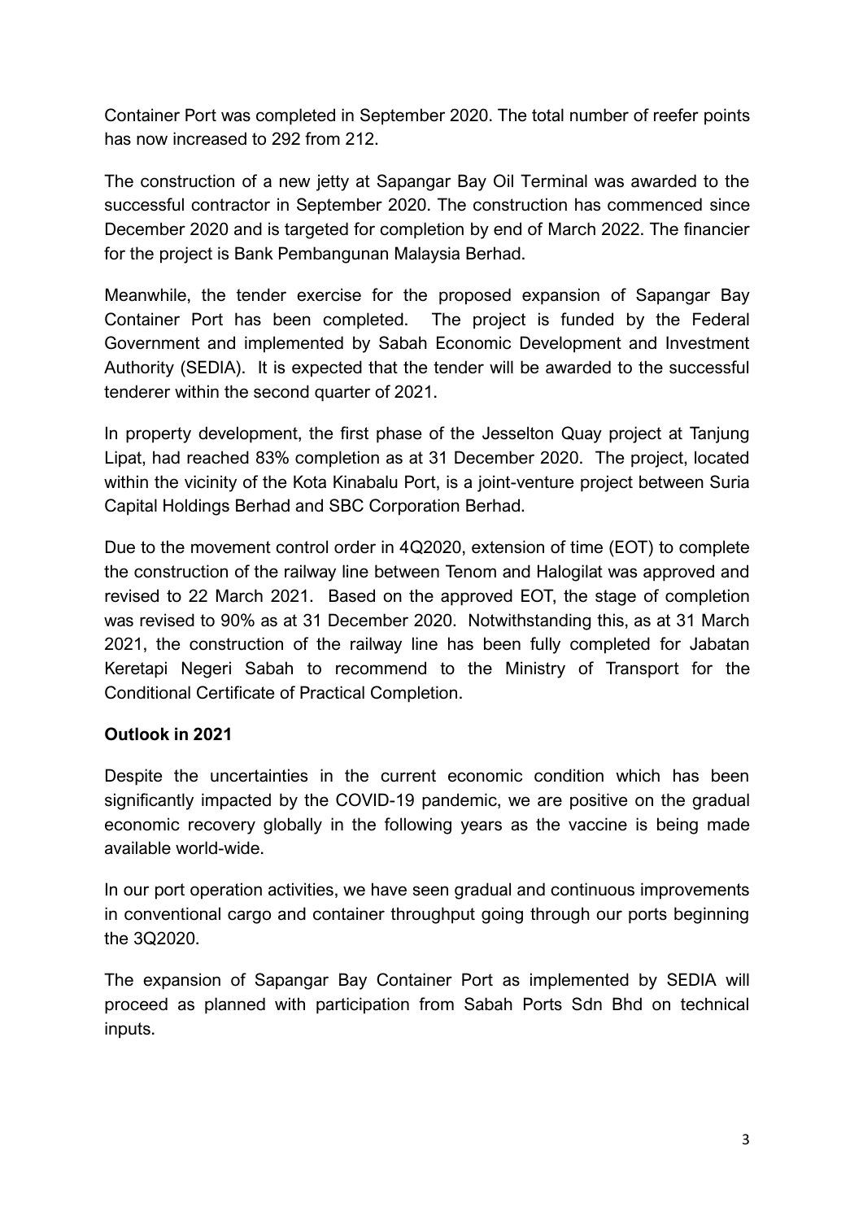Container Port was completed in September 2020. The total number of reefer points has now increased to 292 from 212.

The construction of a new jetty at Sapangar Bay Oil Terminal was awarded to the successful contractor in September 2020. The construction has commenced since December 2020 and is targeted for completion by end of March 2022. The financier for the project is Bank Pembangunan Malaysia Berhad.

Meanwhile, the tender exercise for the proposed expansion of Sapangar Bay Container Port has been completed. The project is funded by the Federal Government and implemented by Sabah Economic Development and Investment Authority (SEDIA). It is expected that the tender will be awarded to the successful tenderer within the second quarter of 2021.

In property development, the first phase of the Jesselton Quay project at Tanjung Lipat, had reached 83% completion as at 31 December 2020. The project, located within the vicinity of the Kota Kinabalu Port, is a joint-venture project between Suria Capital Holdings Berhad and SBC Corporation Berhad.

Due to the movement control order in 4Q2020, extension of time (EOT) to complete the construction of the railway line between Tenom and Halogilat was approved and revised to 22 March 2021. Based on the approved EOT, the stage of completion was revised to 90% as at 31 December 2020. Notwithstanding this, as at 31 March 2021, the construction of the railway line has been fully completed for Jabatan Keretapi Negeri Sabah to recommend to the Ministry of Transport for the Conditional Certificate of Practical Completion.

**Outlook in 2021**

Despite the uncertainties in the current economic condition which has been significantly impacted by the COVID-19 pandemic, we are positive on the gradual economic recovery globally in the following years as the vaccine is being made available world-wide.

In our port operation activities, we have seen gradual and continuous improvements in conventional cargo and container throughput going through our ports beginning the 3Q2020.

The expansion of Sapangar Bay Container Port as implemented by SEDIA will proceed as planned with participation from Sabah Ports Sdn Bhd on technical inputs.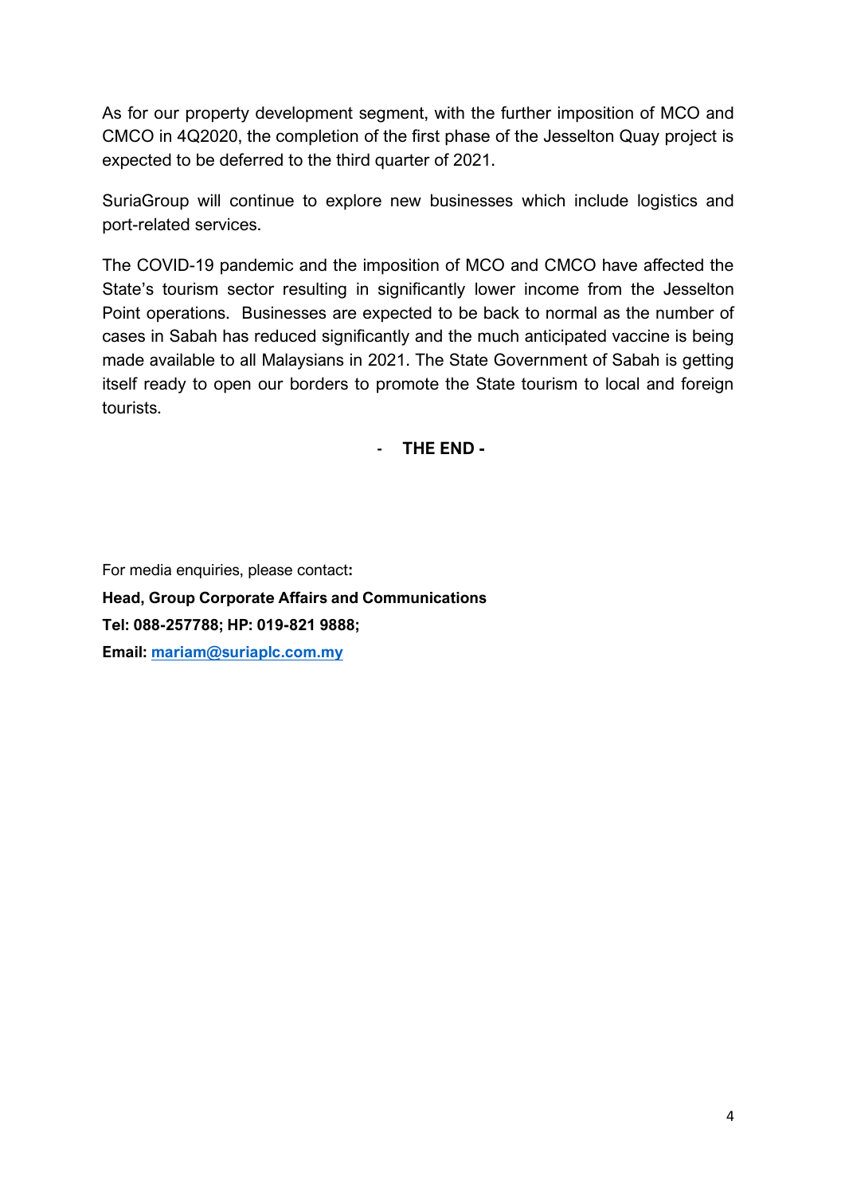As for our property development segment, with the further imposition of MCO and CMCO in 4Q2020, the completion of the first phase of the Jesselton Quay project is expected to be deferred to the third quarter of 2021.

SuriaGroup will continue to explore new businesses which include logistics and port-related services.

The COVID-19 pandemic and the imposition of MCO and CMCO have affected the State's tourism sector resulting in significantly lower income from the Jesselton Point operations. Businesses are expected to be back to normal as the number of cases in Sabah has reduced significantly and the much anticipated vaccine is being made available to all Malaysians in 2021. The State Government of Sabah is getting itself ready to open our borders to promote the State tourism to local and foreign tourists.

**- THE END -**

For media enquiries, please contact**:**

**Head, Group Corporate Affairs and Communications**

**Tel: 088-257788; HP: 019-821 9888;**

**Email: mariam@suriaplc.com.my**